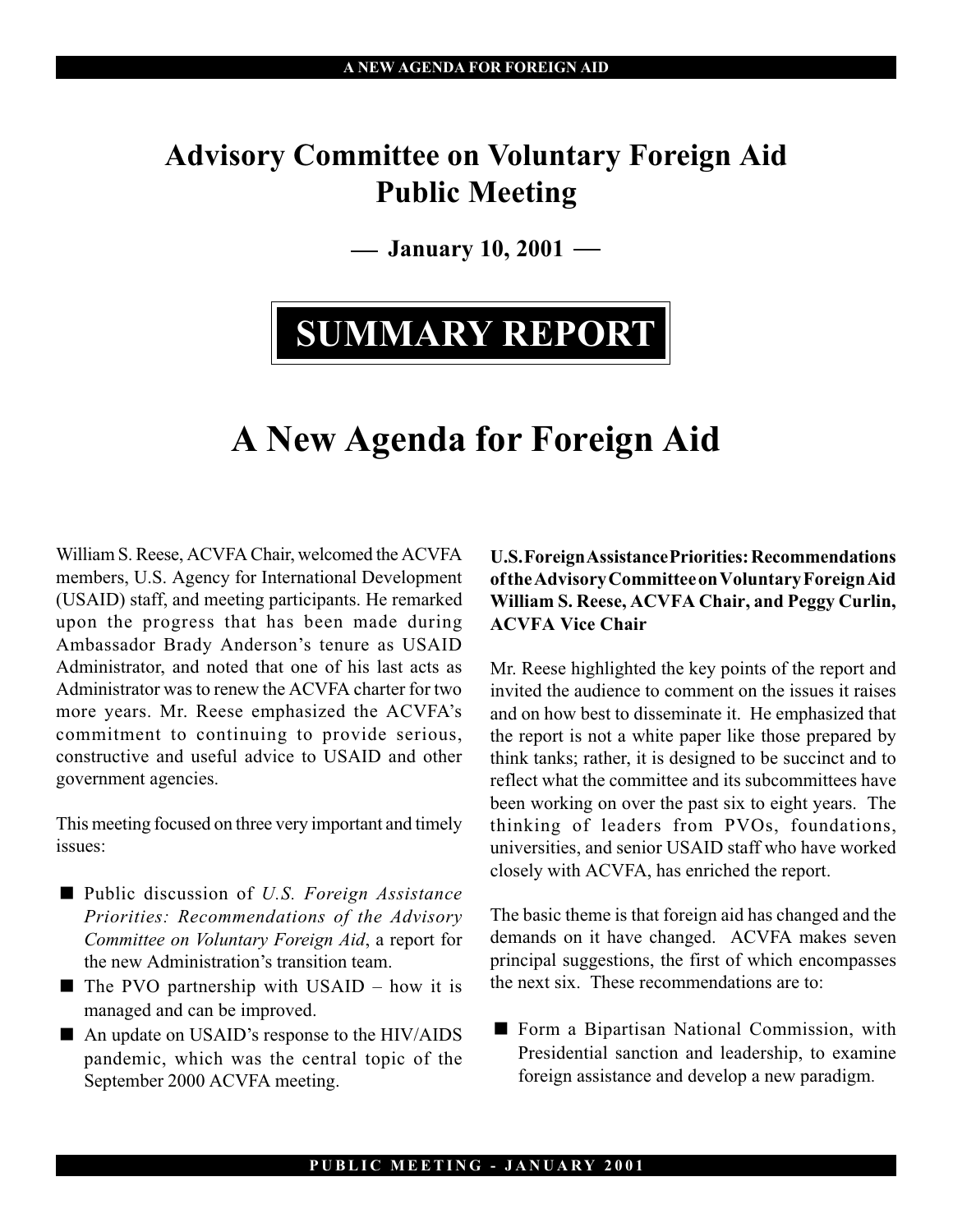# Advisory Committee on Voluntary Foreign Aid Public Meeting

**— January 10, 2001 —**

# SUMMARY REPORT

# A New Agenda for Foreign Aid

William S. Reese, ACVFA Chair, welcomed the ACVFA members, U.S. Agency for International Development (USAID) staff, and meeting participants. He remarked upon the progress that has been made during Ambassador Brady Anderson's tenure as USAID Administrator, and noted that one of his last acts as Administrator was to renew the ACVFA charter for two more years. Mr. Reese emphasized the ACVFA's commitment to continuing to provide serious, constructive and useful advice to USAID and other government agencies.

This meeting focused on three very important and timely issues:

- Public discussion of *U.S. Foreign Assistance Priorities: Recommendations of the Advisory Committee on Voluntary Foreign Aid*, a report for the new Administration's transition team.
- The PVO partnership with USAID – how it is managed and can be improved.
- An update on USAID's response to the HIV/AIDS pandemic, which was the central topic of the September 2000 ACVFA meeting.

**U.S. Foreign Assistance Priorities: Recommendations of the Advisory Committee on Voluntary Foreign Aid William S. Reese, ACVFA Chair, and Peggy Curlin, ACVFA Vice Chair**

Mr. Reese highlighted the key points of the report and invited the audience to comment on the issues it raises and on how best to disseminate it. He emphasized that the report is not a white paper like those prepared by think tanks; rather, it is designed to be succinct and to reflect what the committee and its subcommittees have been working on over the past six to eight years. The thinking of leaders from PVOs, foundations, universities, and senior USAID staff who have worked closely with ACVFA, has enriched the report.

The basic theme is that foreign aid has changed and the demands on it have changed. ACVFA makes seven principal suggestions, the first of which encompasses the next six. These recommendations are to:

- Form a Bipartisan National Commission, with Presidential sanction and leadership, to examine foreign assistance and develop a new paradigm.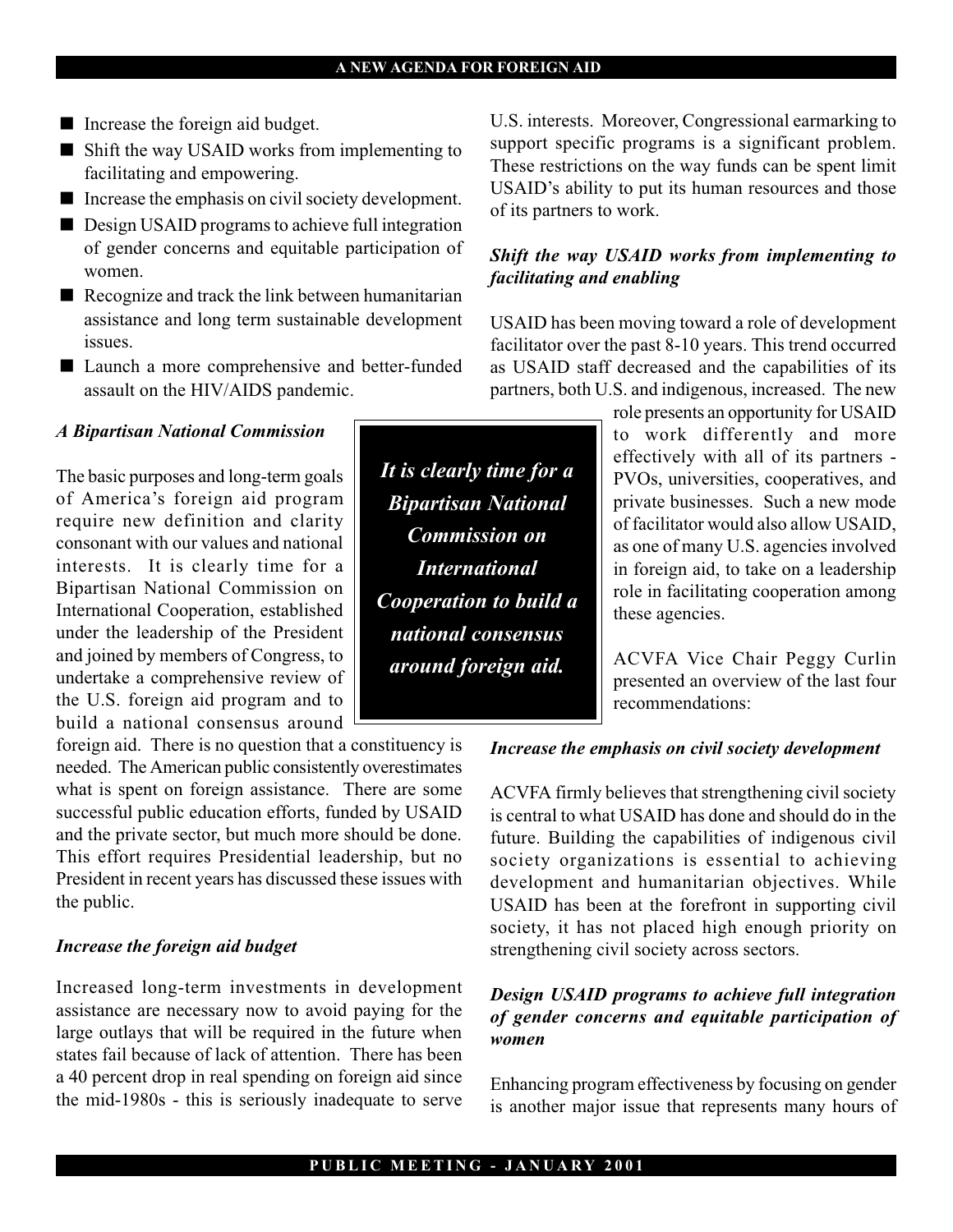- Increase the foreign aid budget.
- Shift the way USAID works from implementing to facilitating and empowering.
- Increase the emphasis on civil society development.
- Design USAID programs to achieve full integration of gender concerns and equitable participation of women.
- Recognize and track the link between humanitarian assistance and long term sustainable development issues.
- Launch a more comprehensive and better-funded assault on the HIV/AIDS pandemic.

***A Bipartisan National Commission***

The basic purposes and long-term goals of America's foreign aid program require new definition and clarity consonant with our values and national interests. It is clearly time for a Bipartisan National Commission on International Cooperation, established under the leadership of the President and joined by members of Congress, to undertake a comprehensive review of the U.S. foreign aid program and to build a national consensus around foreign aid. There is no question that a constituency is needed. The American public consistently overestimates what is spent on foreign assistance. There are some successful public education efforts, funded by USAID and the private sector, but much more should be done. This effort requires Presidential leadership, but no President in recent years has discussed these issues with the public.

> ***It is clearly time for a Bipartisan National Commission on International Cooperation to build a national consensus around foreign aid.***

***Increase the foreign aid budget***

Increased long-term investments in development assistance are necessary now to avoid paying for the large outlays that will be required in the future when states fail because of lack of attention. There has been a 40 percent drop in real spending on foreign aid since the mid-1980s - this is seriously inadequate to serve U.S. interests. Moreover, Congressional earmarking to support specific programs is a significant problem. These restrictions on the way funds can be spent limit USAID's ability to put its human resources and those of its partners to work.

***Shift the way USAID works from implementing to facilitating and enabling***

USAID has been moving toward a role of development facilitator over the past 8-10 years. This trend occurred as USAID staff decreased and the capabilities of its partners, both U.S. and indigenous, increased. The new role presents an opportunity for USAID to work differently and more effectively with all of its partners - PVOs, universities, cooperatives, and private businesses. Such a new mode of facilitator would also allow USAID, as one of many U.S. agencies involved in foreign aid, to take on a leadership role in facilitating cooperation among these agencies.

ACVFA Vice Chair Peggy Curlin presented an overview of the last four recommendations:

***Increase the emphasis on civil society development***

ACVFA firmly believes that strengthening civil society is central to what USAID has done and should do in the future. Building the capabilities of indigenous civil society organizations is essential to achieving development and humanitarian objectives. While USAID has been at the forefront in supporting civil society, it has not placed high enough priority on strengthening civil society across sectors.

***Design USAID programs to achieve full integration of gender concerns and equitable participation of women***

Enhancing program effectiveness by focusing on gender is another major issue that represents many hours of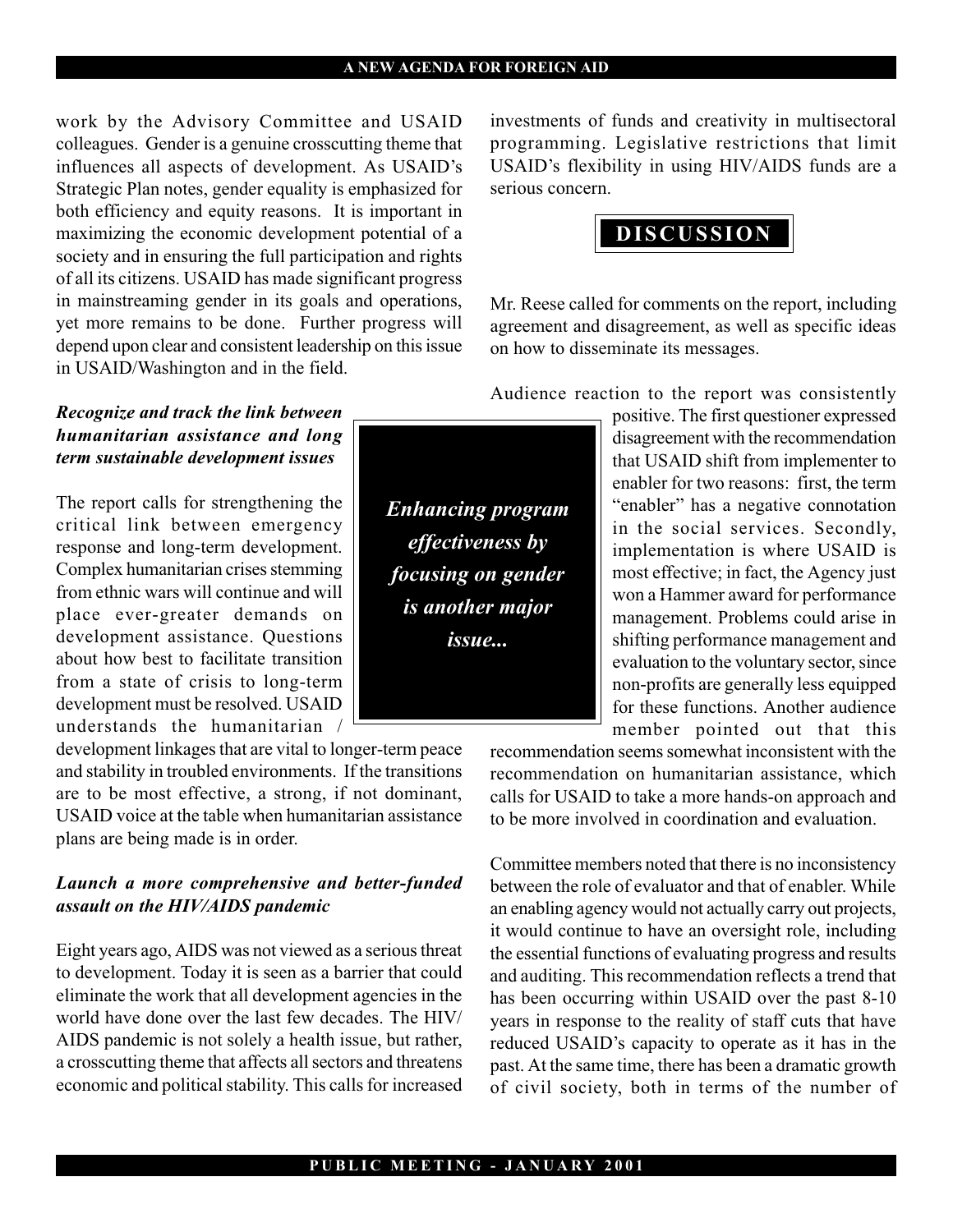work by the Advisory Committee and USAID colleagues. Gender is a genuine crosscutting theme that influences all aspects of development. As USAID's Strategic Plan notes, gender equality is emphasized for both efficiency and equity reasons. It is important in maximizing the economic development potential of a society and in ensuring the full participation and rights of all its citizens. USAID has made significant progress in mainstreaming gender in its goals and operations, yet more remains to be done. Further progress will depend upon clear and consistent leadership on this issue in USAID/Washington and in the field.

***Recognize and track the link between humanitarian assistance and long term sustainable development issues***

The report calls for strengthening the critical link between emergency response and long-term development. Complex humanitarian crises stemming from ethnic wars will continue and will place ever-greater demands on development assistance. Questions about how best to facilitate transition from a state of crisis to long-term development must be resolved. USAID understands the humanitarian / development linkages that are vital to longer-term peace and stability in troubled environments. If the transitions are to be most effective, a strong, if not dominant, USAID voice at the table when humanitarian assistance plans are being made is in order.

> ***Enhancing program effectiveness by focusing on gender is another major issue...***

***Launch a more comprehensive and better-funded assault on the HIV/AIDS pandemic***

Eight years ago, AIDS was not viewed as a serious threat to development. Today it is seen as a barrier that could eliminate the work that all development agencies in the world have done over the last few decades. The HIV/AIDS pandemic is not solely a health issue, but rather, a crosscutting theme that affects all sectors and threatens economic and political stability. This calls for increased investments of funds and creativity in multisectoral programming. Legislative restrictions that limit USAID's flexibility in using HIV/AIDS funds are a serious concern.

## DISCUSSION

Mr. Reese called for comments on the report, including agreement and disagreement, as well as specific ideas on how to disseminate its messages.

Audience reaction to the report was consistently positive. The first questioner expressed disagreement with the recommendation that USAID shift from implementer to enabler for two reasons: first, the term "enabler" has a negative connotation in the social services. Secondly, implementation is where USAID is most effective; in fact, the Agency just won a Hammer award for performance management. Problems could arise in shifting performance management and evaluation to the voluntary sector, since non-profits are generally less equipped for these functions. Another audience member pointed out that this recommendation seems somewhat inconsistent with the recommendation on humanitarian assistance, which calls for USAID to take a more hands-on approach and to be more involved in coordination and evaluation.

Committee members noted that there is no inconsistency between the role of evaluator and that of enabler. While an enabling agency would not actually carry out projects, it would continue to have an oversight role, including the essential functions of evaluating progress and results and auditing. This recommendation reflects a trend that has been occurring within USAID over the past 8-10 years in response to the reality of staff cuts that have reduced USAID's capacity to operate as it has in the past. At the same time, there has been a dramatic growth of civil society, both in terms of the number of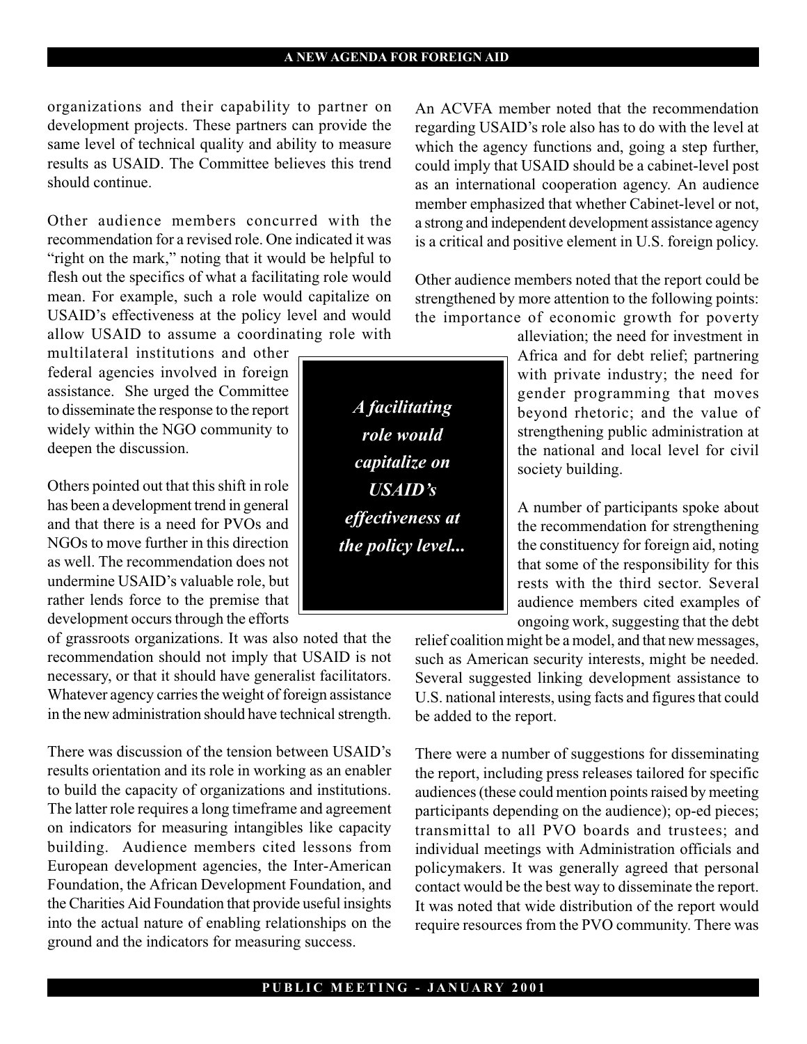organizations and their capability to partner on development projects. These partners can provide the same level of technical quality and ability to measure results as USAID. The Committee believes this trend should continue.

Other audience members concurred with the recommendation for a revised role. One indicated it was "right on the mark," noting that it would be helpful to flesh out the specifics of what a facilitating role would mean. For example, such a role would capitalize on USAID's effectiveness at the policy level and would allow USAID to assume a coordinating role with multilateral institutions and other federal agencies involved in foreign assistance. She urged the Committee to disseminate the response to the report widely within the NGO community to deepen the discussion.

Others pointed out that this shift in role has been a development trend in general and that there is a need for PVOs and NGOs to move further in this direction as well. The recommendation does not undermine USAID's valuable role, but rather lends force to the premise that development occurs through the efforts of grassroots organizations. It was also noted that the recommendation should not imply that USAID is not necessary, or that it should have generalist facilitators. Whatever agency carries the weight of foreign assistance in the new administration should have technical strength.

*A facilitating role would capitalize on USAID's effectiveness at the policy level...*

There was discussion of the tension between USAID's results orientation and its role in working as an enabler to build the capacity of organizations and institutions. The latter role requires a long timeframe and agreement on indicators for measuring intangibles like capacity building. Audience members cited lessons from European development agencies, the Inter-American Foundation, the African Development Foundation, and the Charities Aid Foundation that provide useful insights into the actual nature of enabling relationships on the ground and the indicators for measuring success.

An ACVFA member noted that the recommendation regarding USAID's role also has to do with the level at which the agency functions and, going a step further, could imply that USAID should be a cabinet-level post as an international cooperation agency. An audience member emphasized that whether Cabinet-level or not, a strong and independent development assistance agency is a critical and positive element in U.S. foreign policy.

Other audience members noted that the report could be strengthened by more attention to the following points: the importance of economic growth for poverty alleviation; the need for investment in Africa and for debt relief; partnering with private industry; the need for gender programming that moves beyond rhetoric; and the value of strengthening public administration at the national and local level for civil society building.

A number of participants spoke about the recommendation for strengthening the constituency for foreign aid, noting that some of the responsibility for this rests with the third sector. Several audience members cited examples of ongoing work, suggesting that the debt relief coalition might be a model, and that new messages, such as American security interests, might be needed. Several suggested linking development assistance to U.S. national interests, using facts and figures that could be added to the report.

There were a number of suggestions for disseminating the report, including press releases tailored for specific audiences (these could mention points raised by meeting participants depending on the audience); op-ed pieces; transmittal to all PVO boards and trustees; and individual meetings with Administration officials and policymakers. It was generally agreed that personal contact would be the best way to disseminate the report. It was noted that wide distribution of the report would require resources from the PVO community. There was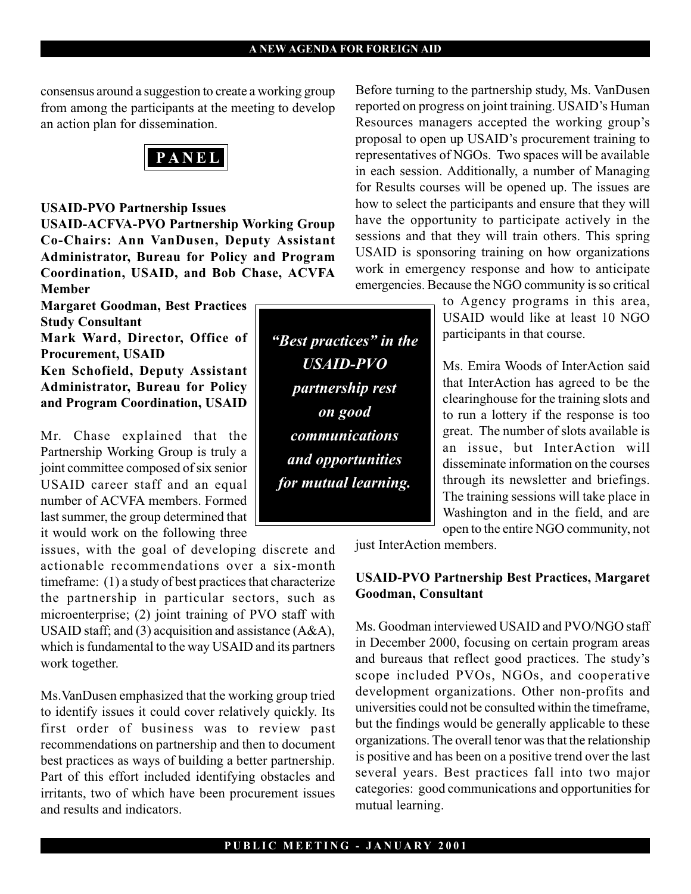consensus around a suggestion to create a working group from among the participants at the meeting to develop an action plan for dissemination.

## PANEL

**USAID-PVO Partnership Issues**

**USAID-ACFVA-PVO Partnership Working Group Co-Chairs: Ann VanDusen, Deputy Assistant Administrator, Bureau for Policy and Program Coordination, USAID, and Bob Chase, ACVFA Member**

**Margaret Goodman, Best Practices Study Consultant**

**Mark Ward, Director, Office of Procurement, USAID**

**Ken Schofield, Deputy Assistant Administrator, Bureau for Policy and Program Coordination, USAID**

Mr. Chase explained that the Partnership Working Group is truly a joint committee composed of six senior USAID career staff and an equal number of ACVFA members. Formed last summer, the group determined that it would work on the following three issues, with the goal of developing discrete and actionable recommendations over a six-month timeframe: (1) a study of best practices that characterize the partnership in particular sectors, such as microenterprise; (2) joint training of PVO staff with USAID staff; and (3) acquisition and assistance (A&A), which is fundamental to the way USAID and its partners work together.

Ms.VanDusen emphasized that the working group tried to identify issues it could cover relatively quickly. Its first order of business was to review past recommendations on partnership and then to document best practices as ways of building a better partnership. Part of this effort included identifying obstacles and irritants, two of which have been procurement issues and results and indicators.

> ***"Best practices" in the USAID-PVO partnership rest on good communications and opportunities for mutual learning.***

Before turning to the partnership study, Ms. VanDusen reported on progress on joint training. USAID's Human Resources managers accepted the working group's proposal to open up USAID's procurement training to representatives of NGOs. Two spaces will be available in each session. Additionally, a number of Managing for Results courses will be opened up. The issues are how to select the participants and ensure that they will have the opportunity to participate actively in the sessions and that they will train others. This spring USAID is sponsoring training on how organizations work in emergency response and how to anticipate emergencies. Because the NGO community is so critical to Agency programs in this area, USAID would like at least 10 NGO participants in that course.

Ms. Emira Woods of InterAction said that InterAction has agreed to be the clearinghouse for the training slots and to run a lottery if the response is too great. The number of slots available is an issue, but InterAction will disseminate information on the courses through its newsletter and briefings. The training sessions will take place in Washington and in the field, and are open to the entire NGO community, not just InterAction members.

**USAID-PVO Partnership Best Practices, Margaret Goodman, Consultant**

Ms. Goodman interviewed USAID and PVO/NGO staff in December 2000, focusing on certain program areas and bureaus that reflect good practices. The study's scope included PVOs, NGOs, and cooperative development organizations. Other non-profits and universities could not be consulted within the timeframe, but the findings would be generally applicable to these organizations. The overall tenor was that the relationship is positive and has been on a positive trend over the last several years. Best practices fall into two major categories: good communications and opportunities for mutual learning.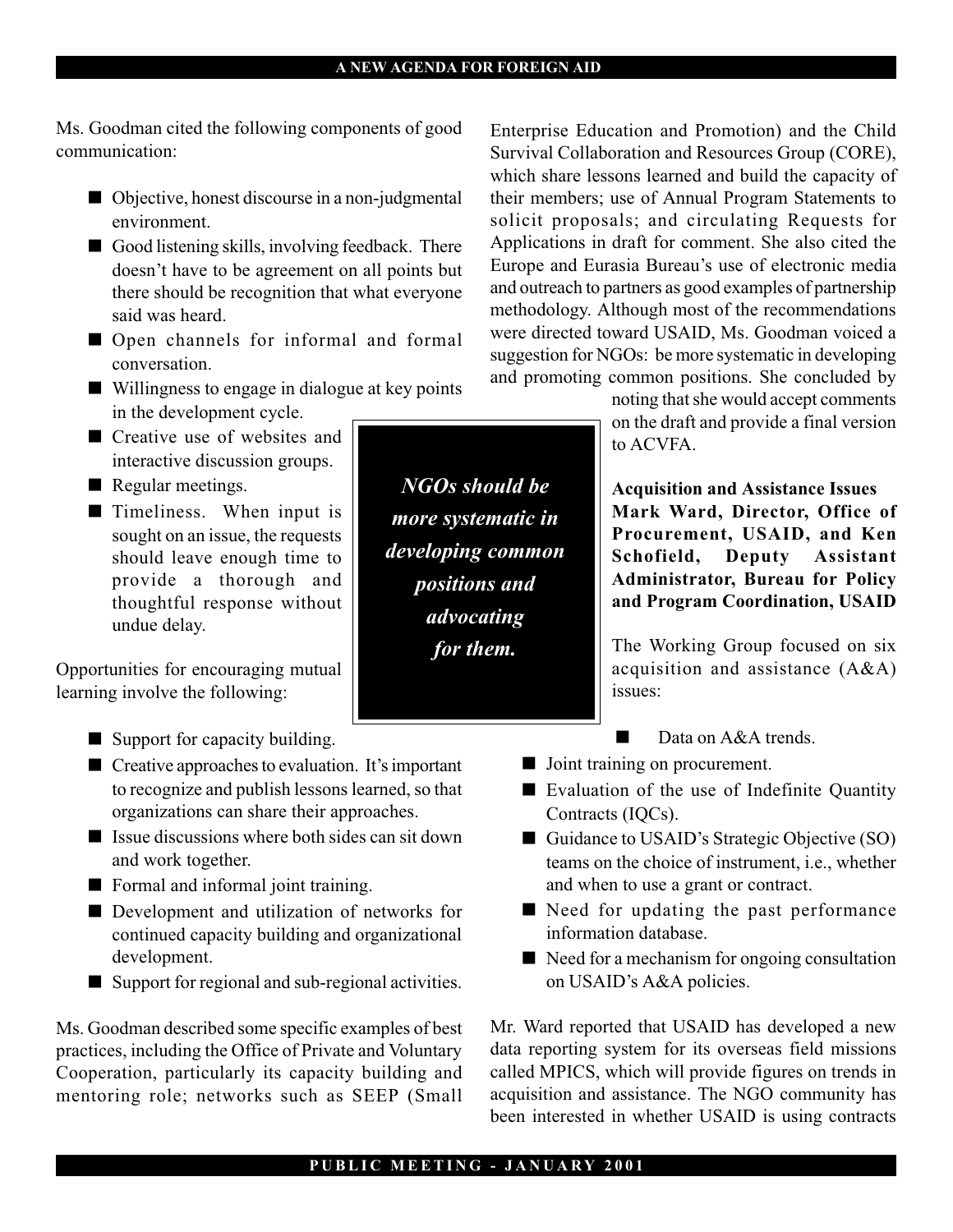Ms. Goodman cited the following components of good communication:

- Objective, honest discourse in a non-judgmental environment.
- Good listening skills, involving feedback. There doesn't have to be agreement on all points but there should be recognition that what everyone said was heard.
- Open channels for informal and formal conversation.
- Willingness to engage in dialogue at key points in the development cycle.
- Creative use of websites and interactive discussion groups.
- Regular meetings.
- Timeliness. When input is sought on an issue, the requests should leave enough time to provide a thorough and thoughtful response without undue delay.

Opportunities for encouraging mutual learning involve the following:

- Support for capacity building.
- Creative approaches to evaluation. It's important to recognize and publish lessons learned, so that organizations can share their approaches.
- Issue discussions where both sides can sit down and work together.
- Formal and informal joint training.
- Development and utilization of networks for continued capacity building and organizational development.
- Support for regional and sub-regional activities.

Ms. Goodman described some specific examples of best practices, including the Office of Private and Voluntary Cooperation, particularly its capacity building and mentoring role; networks such as SEEP (Small Enterprise Education and Promotion) and the Child Survival Collaboration and Resources Group (CORE), which share lessons learned and build the capacity of their members; use of Annual Program Statements to solicit proposals; and circulating Requests for Applications in draft for comment. She also cited the Europe and Eurasia Bureau's use of electronic media and outreach to partners as good examples of partnership methodology. Although most of the recommendations were directed toward USAID, Ms. Goodman voiced a suggestion for NGOs: be more systematic in developing and promoting common positions. She concluded by noting that she would accept comments on the draft and provide a final version to ACVFA.

> ***NGOs should be more systematic in developing common positions and advocating for them.***

**Acquisition and Assistance Issues**
**Mark Ward, Director, Office of Procurement, USAID, and Ken Schofield, Deputy Assistant Administrator, Bureau for Policy and Program Coordination, USAID**

The Working Group focused on six acquisition and assistance (A&A) issues:

- Data on A&A trends.
- Joint training on procurement.
- Evaluation of the use of Indefinite Quantity Contracts (IQCs).
- Guidance to USAID's Strategic Objective (SO) teams on the choice of instrument, i.e., whether and when to use a grant or contract.
- Need for updating the past performance information database.
- Need for a mechanism for ongoing consultation on USAID's A&A policies.

Mr. Ward reported that USAID has developed a new data reporting system for its overseas field missions called MPICS, which will provide figures on trends in acquisition and assistance. The NGO community has been interested in whether USAID is using contracts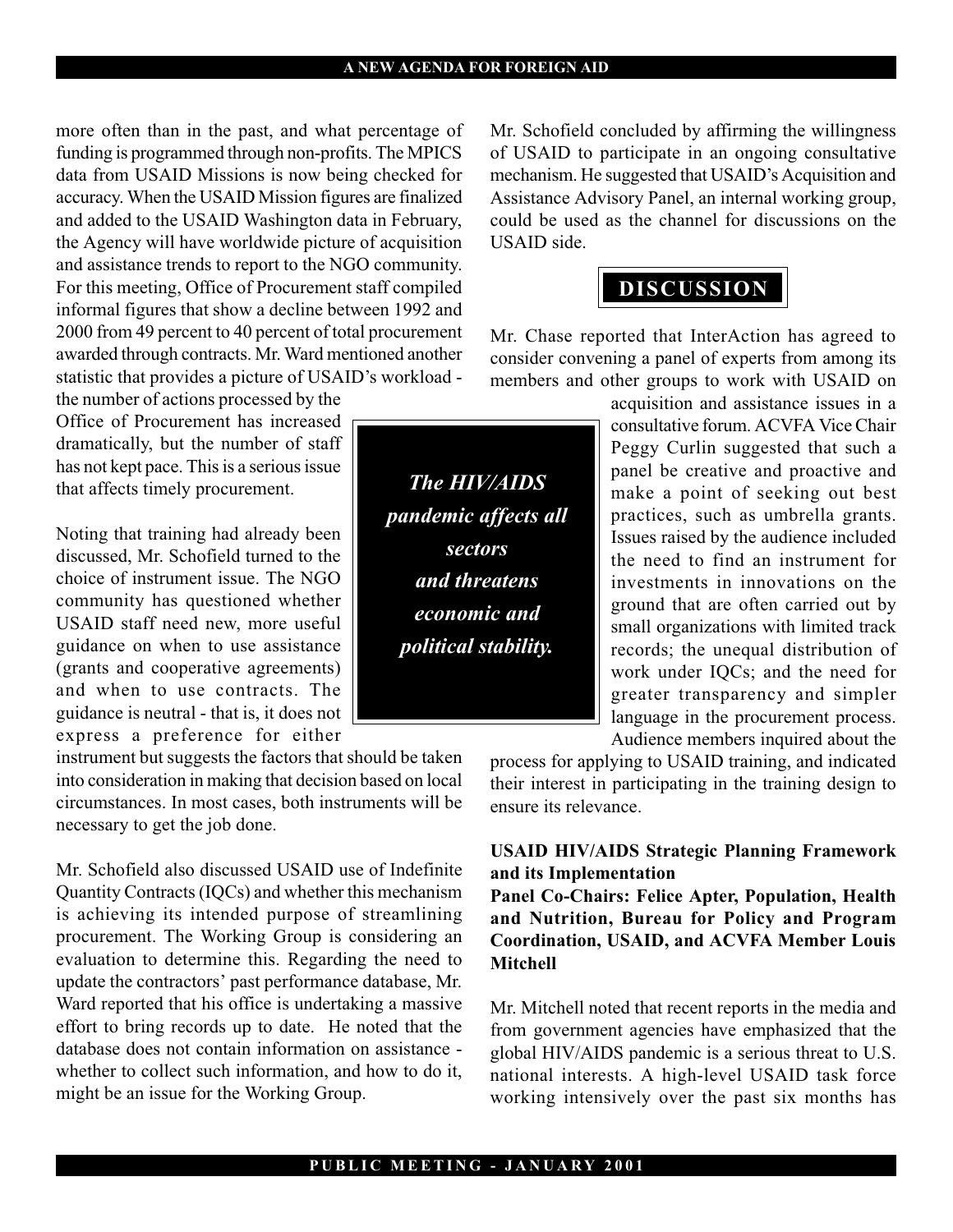more often than in the past, and what percentage of funding is programmed through non-profits. The MPICS data from USAID Missions is now being checked for accuracy. When the USAID Mission figures are finalized and added to the USAID Washington data in February, the Agency will have worldwide picture of acquisition and assistance trends to report to the NGO community. For this meeting, Office of Procurement staff compiled informal figures that show a decline between 1992 and 2000 from 49 percent to 40 percent of total procurement awarded through contracts. Mr. Ward mentioned another statistic that provides a picture of USAID's workload - the number of actions processed by the Office of Procurement has increased dramatically, but the number of staff has not kept pace. This is a serious issue that affects timely procurement.

Noting that training had already been discussed, Mr. Schofield turned to the choice of instrument issue. The NGO community has questioned whether USAID staff need new, more useful guidance on when to use assistance (grants and cooperative agreements) and when to use contracts. The guidance is neutral - that is, it does not express a preference for either instrument but suggests the factors that should be taken into consideration in making that decision based on local circumstances. In most cases, both instruments will be necessary to get the job done.

Mr. Schofield also discussed USAID use of Indefinite Quantity Contracts (IQCs) and whether this mechanism is achieving its intended purpose of streamlining procurement. The Working Group is considering an evaluation to determine this. Regarding the need to update the contractors' past performance database, Mr. Ward reported that his office is undertaking a massive effort to bring records up to date. He noted that the database does not contain information on assistance - whether to collect such information, and how to do it, might be an issue for the Working Group.

Mr. Schofield concluded by affirming the willingness of USAID to participate in an ongoing consultative mechanism. He suggested that USAID's Acquisition and Assistance Advisory Panel, an internal working group, could be used as the channel for discussions on the USAID side.

## DISCUSSION

Mr. Chase reported that InterAction has agreed to consider convening a panel of experts from among its members and other groups to work with USAID on acquisition and assistance issues in a consultative forum. ACVFA Vice Chair Peggy Curlin suggested that such a panel be creative and proactive and make a point of seeking out best practices, such as umbrella grants. Issues raised by the audience included the need to find an instrument for investments in innovations on the ground that are often carried out by small organizations with limited track records; the unequal distribution of work under IQCs; and the need for greater transparency and simpler language in the procurement process. Audience members inquired about the process for applying to USAID training, and indicated their interest in participating in the training design to ensure its relevance.

> ***The HIV/AIDS pandemic affects all sectors and threatens economic and political stability.***

**USAID HIV/AIDS Strategic Planning Framework and its Implementation**
**Panel Co-Chairs: Felice Apter, Population, Health and Nutrition, Bureau for Policy and Program Coordination, USAID, and ACVFA Member Louis Mitchell**

Mr. Mitchell noted that recent reports in the media and from government agencies have emphasized that the global HIV/AIDS pandemic is a serious threat to U.S. national interests. A high-level USAID task force working intensively over the past six months has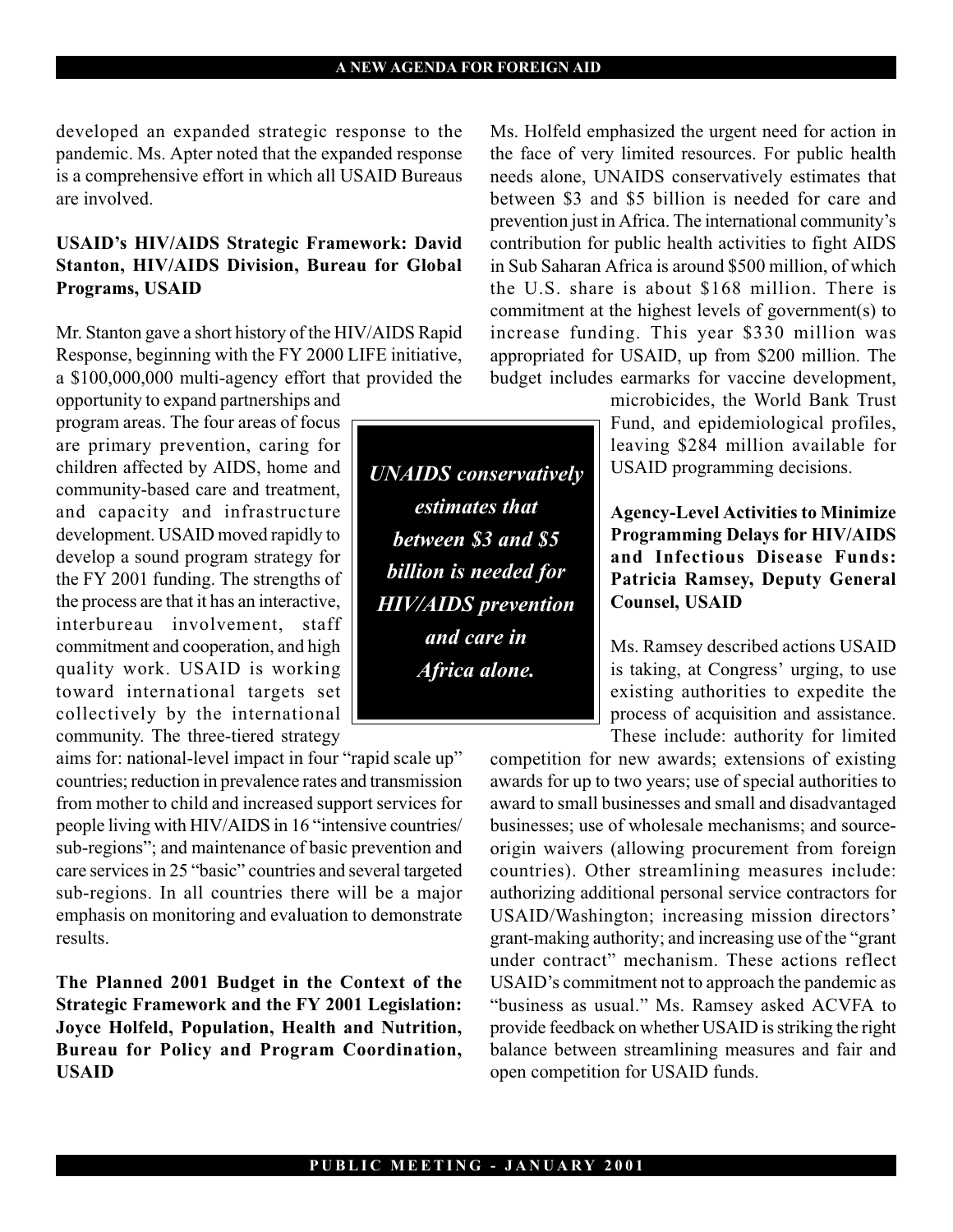developed an expanded strategic response to the pandemic. Ms. Apter noted that the expanded response is a comprehensive effort in which all USAID Bureaus are involved.

**USAID's HIV/AIDS Strategic Framework: David Stanton, HIV/AIDS Division, Bureau for Global Programs, USAID**

Mr. Stanton gave a short history of the HIV/AIDS Rapid Response, beginning with the FY 2000 LIFE initiative, a $100,000,000 multi-agency effort that provided the opportunity to expand partnerships and program areas. The four areas of focus are primary prevention, caring for children affected by AIDS, home and community-based care and treatment, and capacity and infrastructure development. USAID moved rapidly to develop a sound program strategy for the FY 2001 funding. The strengths of the process are that it has an interactive, interbureau involvement, staff commitment and cooperation, and high quality work. USAID is working toward international targets set collectively by the international community. The three-tiered strategy aims for: national-level impact in four "rapid scale up" countries; reduction in prevalence rates and transmission from mother to child and increased support services for people living with HIV/AIDS in 16 "intensive countries/ sub-regions"; and maintenance of basic prevention and care services in 25 "basic" countries and several targeted sub-regions. In all countries there will be a major emphasis on monitoring and evaluation to demonstrate results.

> ***UNAIDS conservatively estimates that between $3 and $5 billion is needed for HIV/AIDS prevention and care in Africa alone.***

**The Planned 2001 Budget in the Context of the Strategic Framework and the FY 2001 Legislation: Joyce Holfeld, Population, Health and Nutrition, Bureau for Policy and Program Coordination, USAID**

Ms. Holfeld emphasized the urgent need for action in the face of very limited resources. For public health needs alone, UNAIDS conservatively estimates that between $3 and $5 billion is needed for care and prevention just in Africa. The international community's contribution for public health activities to fight AIDS in Sub Saharan Africa is around $500 million, of which the U.S. share is about $168 million. There is commitment at the highest levels of government(s) to increase funding. This year $330 million was appropriated for USAID, up from $200 million. The budget includes earmarks for vaccine development, microbicides, the World Bank Trust Fund, and epidemiological profiles, leaving $284 million available for USAID programming decisions.

**Agency-Level Activities to Minimize Programming Delays for HIV/AIDS and Infectious Disease Funds: Patricia Ramsey, Deputy General Counsel, USAID**

Ms. Ramsey described actions USAID is taking, at Congress' urging, to use existing authorities to expedite the process of acquisition and assistance. These include: authority for limited competition for new awards; extensions of existing awards for up to two years; use of special authorities to award to small businesses and small and disadvantaged businesses; use of wholesale mechanisms; and source-origin waivers (allowing procurement from foreign countries). Other streamlining measures include: authorizing additional personal service contractors for USAID/Washington; increasing mission directors' grant-making authority; and increasing use of the "grant under contract" mechanism. These actions reflect USAID's commitment not to approach the pandemic as "business as usual." Ms. Ramsey asked ACVFA to provide feedback on whether USAID is striking the right balance between streamlining measures and fair and open competition for USAID funds.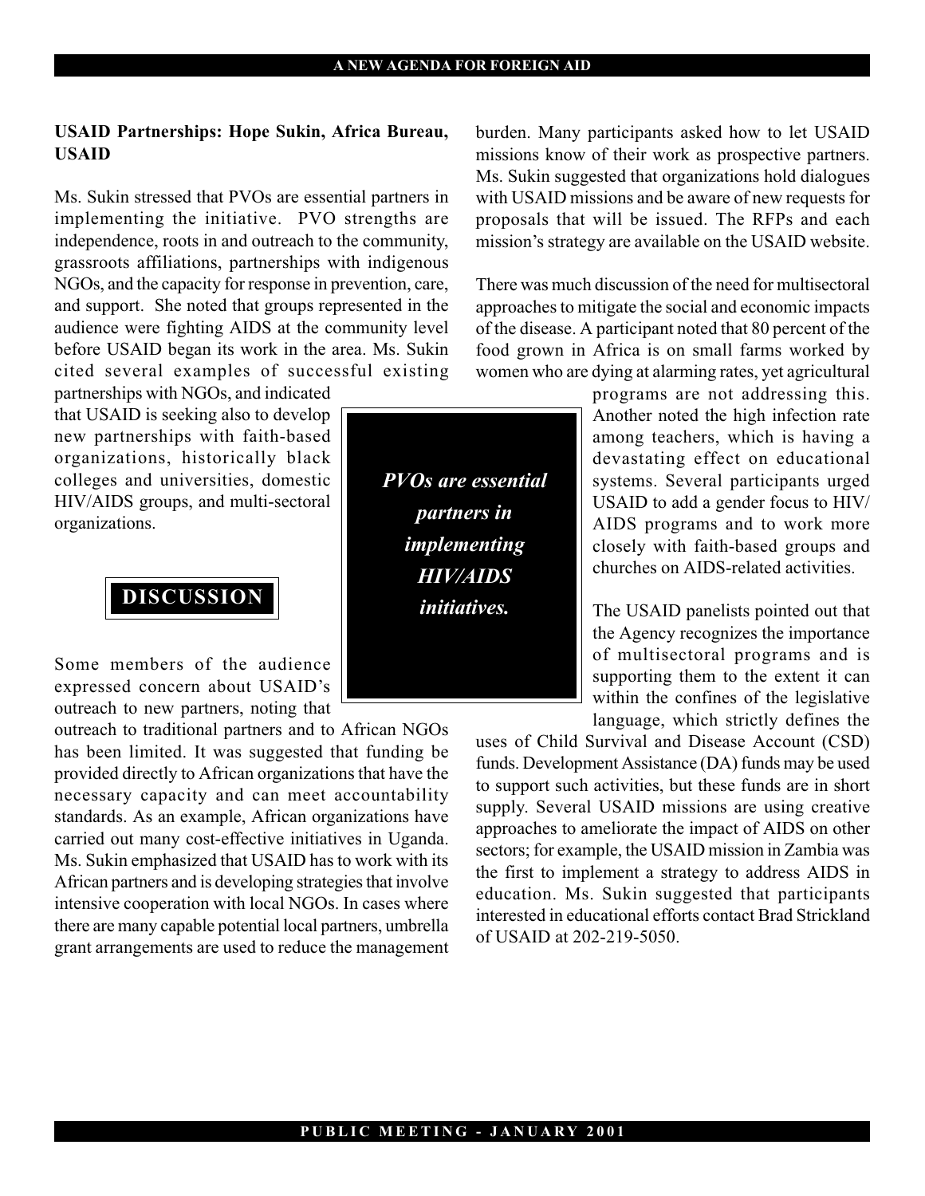**USAID Partnerships: Hope Sukin, Africa Bureau, USAID**

Ms. Sukin stressed that PVOs are essential partners in implementing the initiative. PVO strengths are independence, roots in and outreach to the community, grassroots affiliations, partnerships with indigenous NGOs, and the capacity for response in prevention, care, and support. She noted that groups represented in the audience were fighting AIDS at the community level before USAID began its work in the area. Ms. Sukin cited several examples of successful existing partnerships with NGOs, and indicated that USAID is seeking also to develop new partnerships with faith-based organizations, historically black colleges and universities, domestic HIV/AIDS groups, and multi-sectoral organizations.

*PVOs are essential partners in implementing HIV/AIDS initiatives.*

## DISCUSSION

Some members of the audience expressed concern about USAID's outreach to new partners, noting that outreach to traditional partners and to African NGOs has been limited. It was suggested that funding be provided directly to African organizations that have the necessary capacity and can meet accountability standards. As an example, African organizations have carried out many cost-effective initiatives in Uganda. Ms. Sukin emphasized that USAID has to work with its African partners and is developing strategies that involve intensive cooperation with local NGOs. In cases where there are many capable potential local partners, umbrella grant arrangements are used to reduce the management burden. Many participants asked how to let USAID missions know of their work as prospective partners. Ms. Sukin suggested that organizations hold dialogues with USAID missions and be aware of new requests for proposals that will be issued. The RFPs and each mission's strategy are available on the USAID website.

There was much discussion of the need for multisectoral approaches to mitigate the social and economic impacts of the disease. A participant noted that 80 percent of the food grown in Africa is on small farms worked by women who are dying at alarming rates, yet agricultural programs are not addressing this. Another noted the high infection rate among teachers, which is having a devastating effect on educational systems. Several participants urged USAID to add a gender focus to HIV/AIDS programs and to work more closely with faith-based groups and churches on AIDS-related activities.

The USAID panelists pointed out that the Agency recognizes the importance of multisectoral programs and is supporting them to the extent it can within the confines of the legislative language, which strictly defines the uses of Child Survival and Disease Account (CSD) funds. Development Assistance (DA) funds may be used to support such activities, but these funds are in short supply. Several USAID missions are using creative approaches to ameliorate the impact of AIDS on other sectors; for example, the USAID mission in Zambia was the first to implement a strategy to address AIDS in education. Ms. Sukin suggested that participants interested in educational efforts contact Brad Strickland of USAID at 202-219-5050.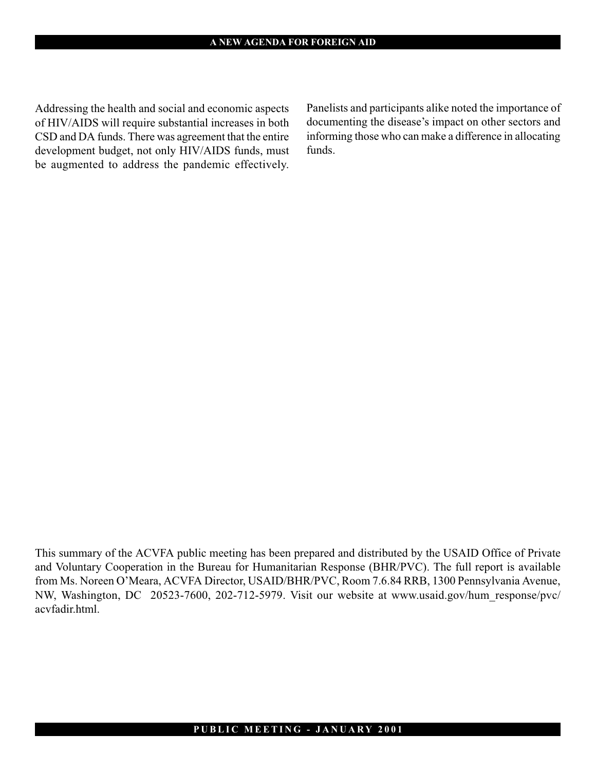Addressing the health and social and economic aspects of HIV/AIDS will require substantial increases in both CSD and DA funds. There was agreement that the entire development budget, not only HIV/AIDS funds, must be augmented to address the pandemic effectively. Panelists and participants alike noted the importance of documenting the disease's impact on other sectors and informing those who can make a difference in allocating funds.

This summary of the ACVFA public meeting has been prepared and distributed by the USAID Office of Private and Voluntary Cooperation in the Bureau for Humanitarian Response (BHR/PVC). The full report is available from Ms. Noreen O'Meara, ACVFA Director, USAID/BHR/PVC, Room 7.6.84 RRB, 1300 Pennsylvania Avenue, NW, Washington, DC 20523-7600, 202-712-5979. Visit our website at www.usaid.gov/hum_response/pvc/acvfadir.html.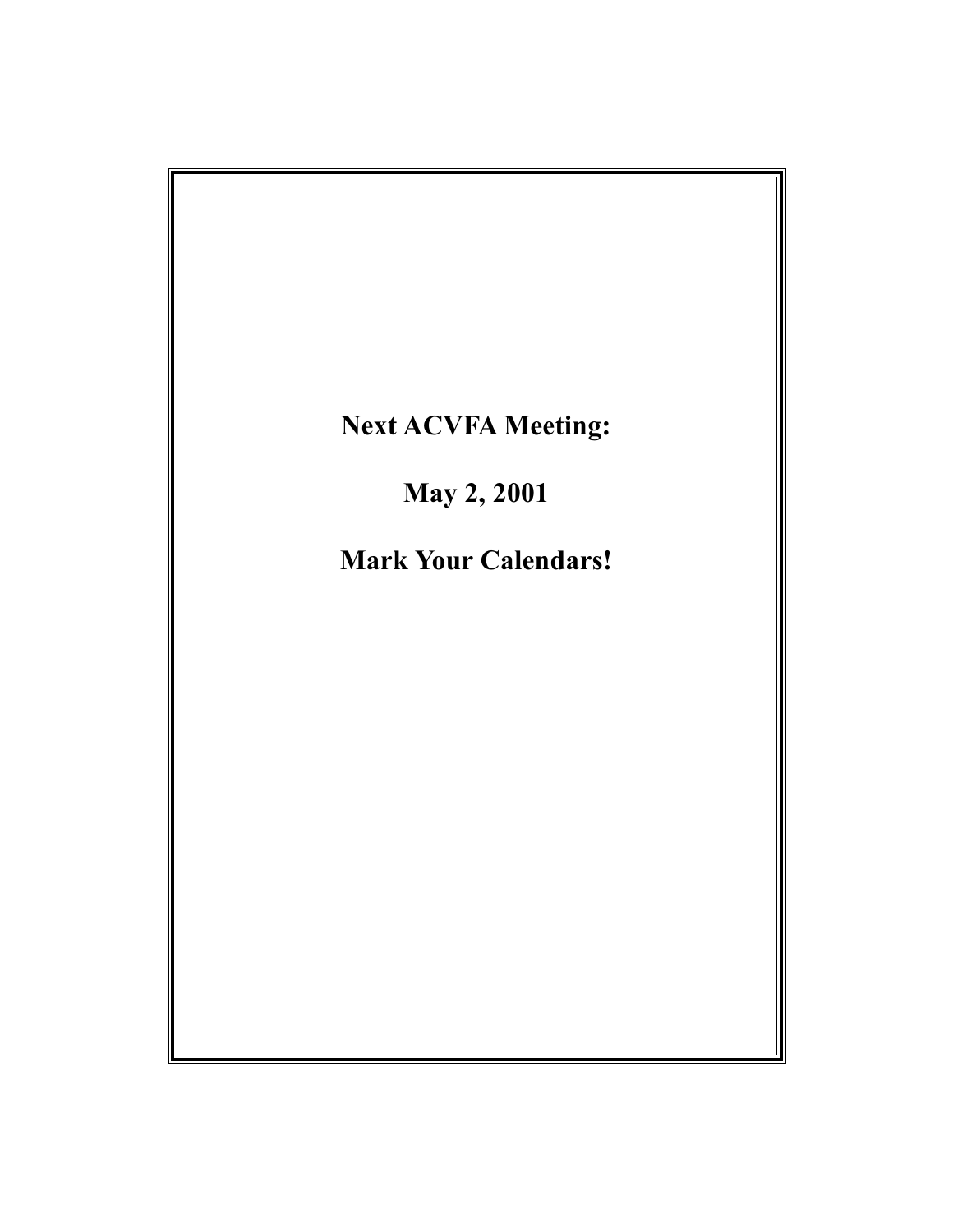**Next ACVFA Meeting:**

**May 2, 2001**

**Mark Your Calendars!**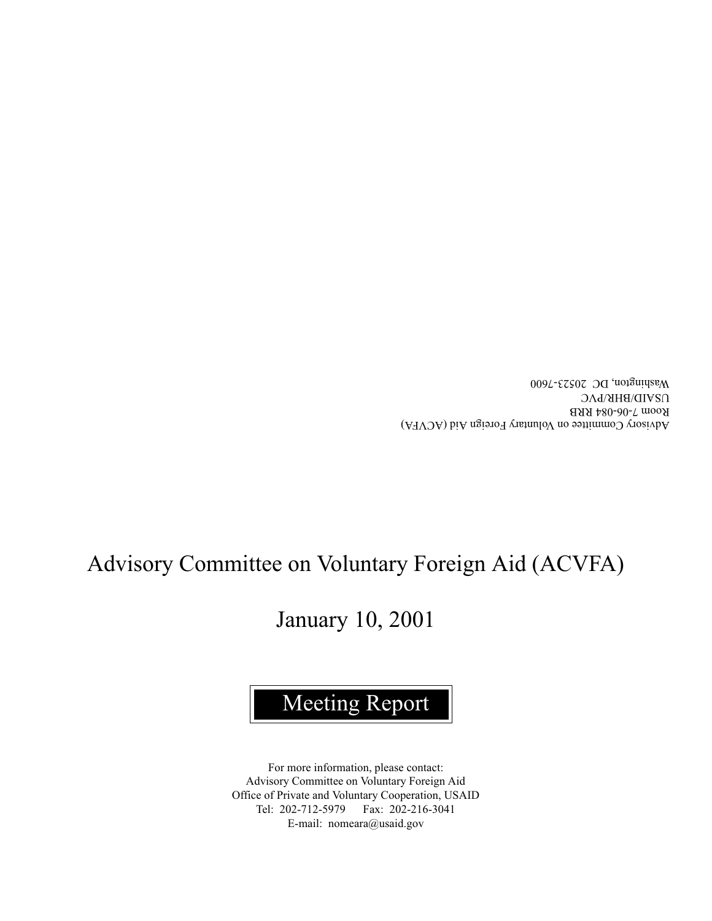Advisory Commitee on Voluntary Foreign Aid (ACVFA)
Room 7-06-084 RRB
USAID/BHR/PVC
Washington, DC 20523-7600

# Advisory Committee on Voluntary Foreign Aid (ACVFA)

## January 10, 2001

**Meeting Report**

For more information, please contact:
Advisory Committee on Voluntary Foreign Aid
Office of Private and Voluntary Cooperation, USAID
Tel: 202-712-5979 Fax: 202-216-3041
E-mail: nomeara@usaid.gov